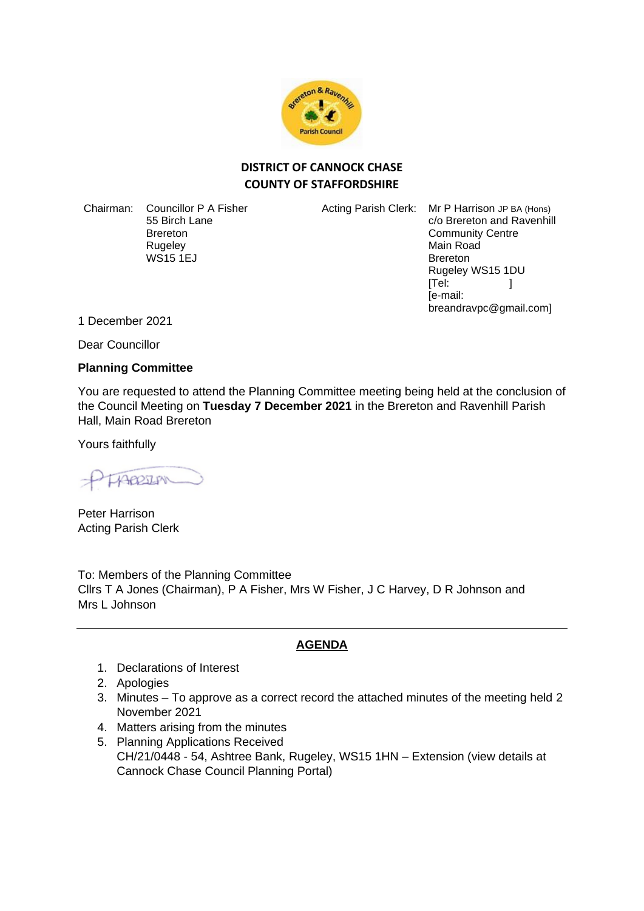**DISTRICT OF CANNOCK CHASE**
**COUNTY OF STAFFORDSHIRE**

Chairman: Councillor P A Fisher
55 Birch Lane
Brereton
Rugeley
WS15 1EJ

Acting Parish Clerk: Mr P Harrison JP BA (Hons)
c/o Brereton and Ravenhill
Community Centre
Main Road
Brereton
Rugeley WS15 1DU
[Tel: ]
[e-mail:
breandravpc@gmail.com]

1 December 2021

Dear Councillor

**Planning Committee**

You are requested to attend the Planning Committee meeting being held at the conclusion of the Council Meeting on **Tuesday 7 December 2021** in the Brereton and Ravenhill Parish Hall, Main Road Brereton

Yours faithfully

Peter Harrison
Acting Parish Clerk

To: Members of the Planning Committee
Cllrs T A Jones (Chairman), P A Fisher, Mrs W Fisher, J C Harvey, D R Johnson and Mrs L Johnson

---

## AGENDA

1. Declarations of Interest
2. Apologies
3. Minutes – To approve as a correct record the attached minutes of the meeting held 2 November 2021
4. Matters arising from the minutes
5. Planning Applications Received
   CH/21/0448 - 54, Ashtree Bank, Rugeley, WS15 1HN – Extension (view details at Cannock Chase Council Planning Portal)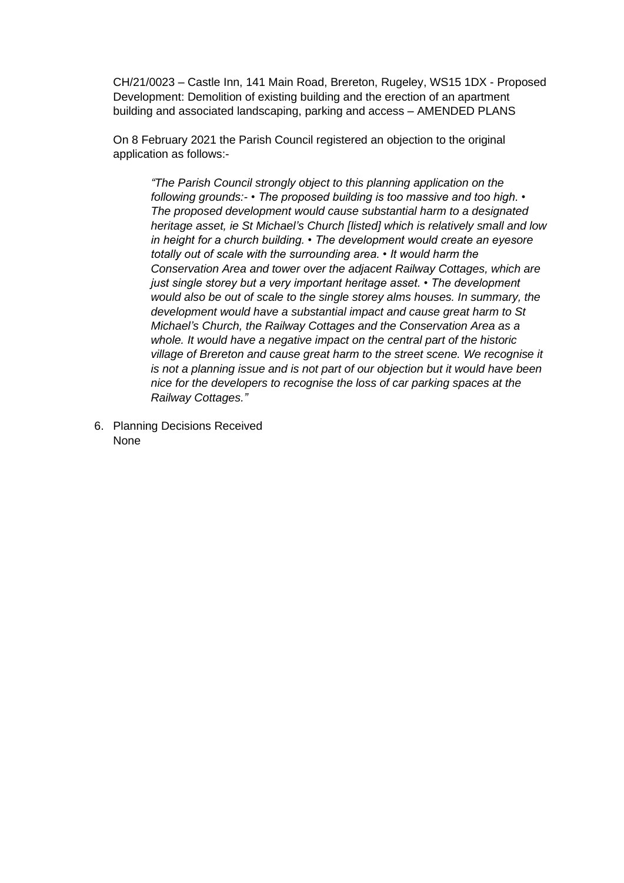CH/21/0023 – Castle Inn, 141 Main Road, Brereton, Rugeley, WS15 1DX - Proposed Development: Demolition of existing building and the erection of an apartment building and associated landscaping, parking and access – AMENDED PLANS

On 8 February 2021 the Parish Council registered an objection to the original application as follows:-

> *"The Parish Council strongly object to this planning application on the following grounds:- • The proposed building is too massive and too high. • The proposed development would cause substantial harm to a designated heritage asset, ie St Michael's Church [listed] which is relatively small and low in height for a church building. • The development would create an eyesore totally out of scale with the surrounding area. • It would harm the Conservation Area and tower over the adjacent Railway Cottages, which are just single storey but a very important heritage asset. • The development would also be out of scale to the single storey alms houses. In summary, the development would have a substantial impact and cause great harm to St Michael's Church, the Railway Cottages and the Conservation Area as a whole. It would have a negative impact on the central part of the historic village of Brereton and cause great harm to the street scene. We recognise it is not a planning issue and is not part of our objection but it would have been nice for the developers to recognise the loss of car parking spaces at the Railway Cottages."*

6. Planning Decisions Received
   None